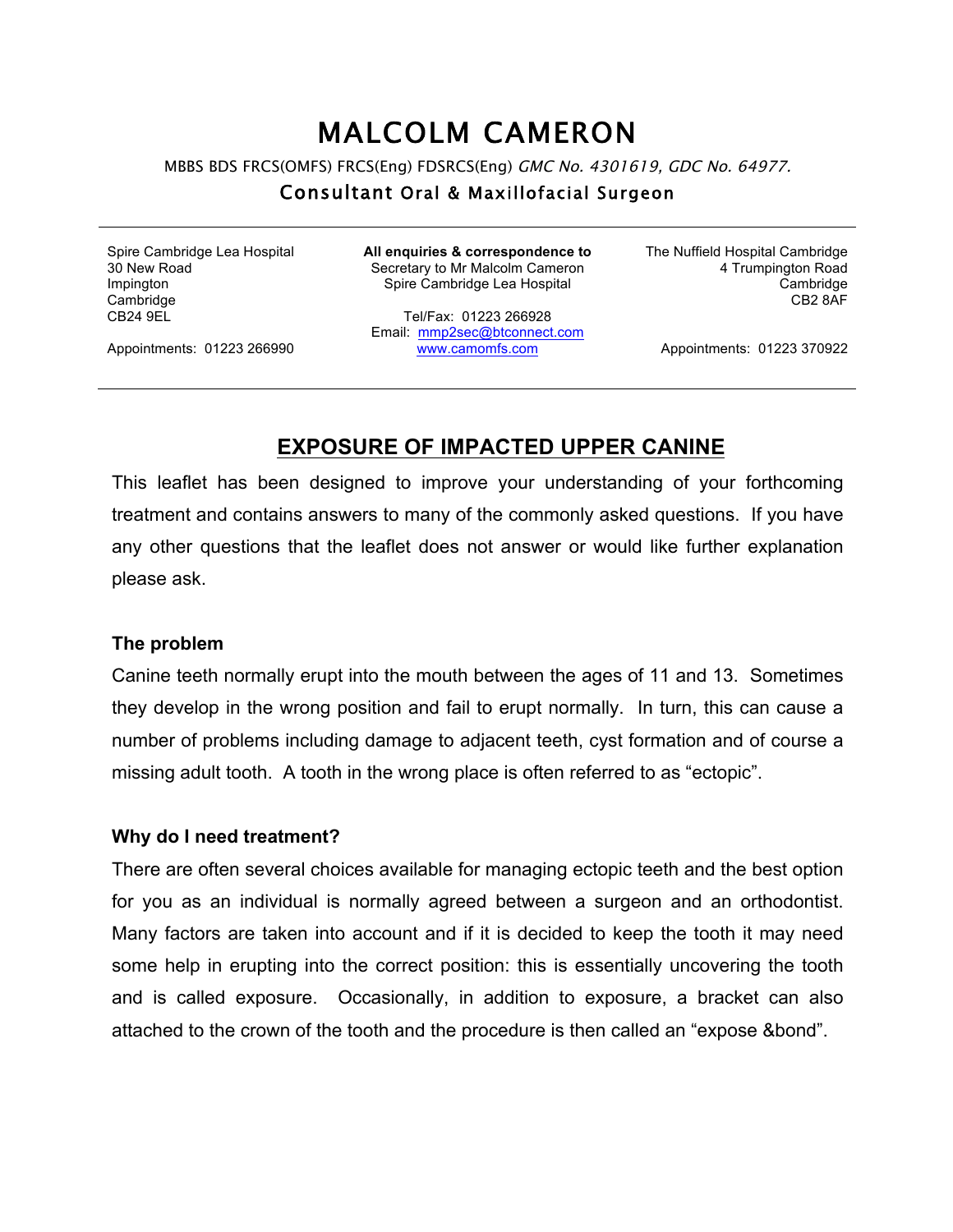# MALCOLM CAMERON

MBBS BDS FRCS(OMFS) FRCS(Eng) FDSRCS(Eng) *GMC No. 4301619, GDC No. 64977.*

### Consultant Oral & Maxillofacial Surgeon

---

Spire Cambridge Lea Hospital
30 New Road
Impington
Cambridge
CB24 9EL

Appointments: 01223 266990

**All enquiries & correspondence to**
Secretary to Mr Malcolm Cameron
Spire Cambridge Lea Hospital

Tel/Fax: 01223 266928
Email: mmp2sec@btconnect.com
www.camomfs.com

The Nuffield Hospital Cambridge
4 Trumpington Road
Cambridge
CB2 8AF

Appointments: 01223 370922

---

## EXPOSURE OF IMPACTED UPPER CANINE

This leaflet has been designed to improve your understanding of your forthcoming treatment and contains answers to many of the commonly asked questions. If you have any other questions that the leaflet does not answer or would like further explanation please ask.

**The problem**

Canine teeth normally erupt into the mouth between the ages of 11 and 13. Sometimes they develop in the wrong position and fail to erupt normally. In turn, this can cause a number of problems including damage to adjacent teeth, cyst formation and of course a missing adult tooth. A tooth in the wrong place is often referred to as "ectopic".

**Why do I need treatment?**

There are often several choices available for managing ectopic teeth and the best option for you as an individual is normally agreed between a surgeon and an orthodontist. Many factors are taken into account and if it is decided to keep the tooth it may need some help in erupting into the correct position: this is essentially uncovering the tooth and is called exposure. Occasionally, in addition to exposure, a bracket can also attached to the crown of the tooth and the procedure is then called an "expose &bond".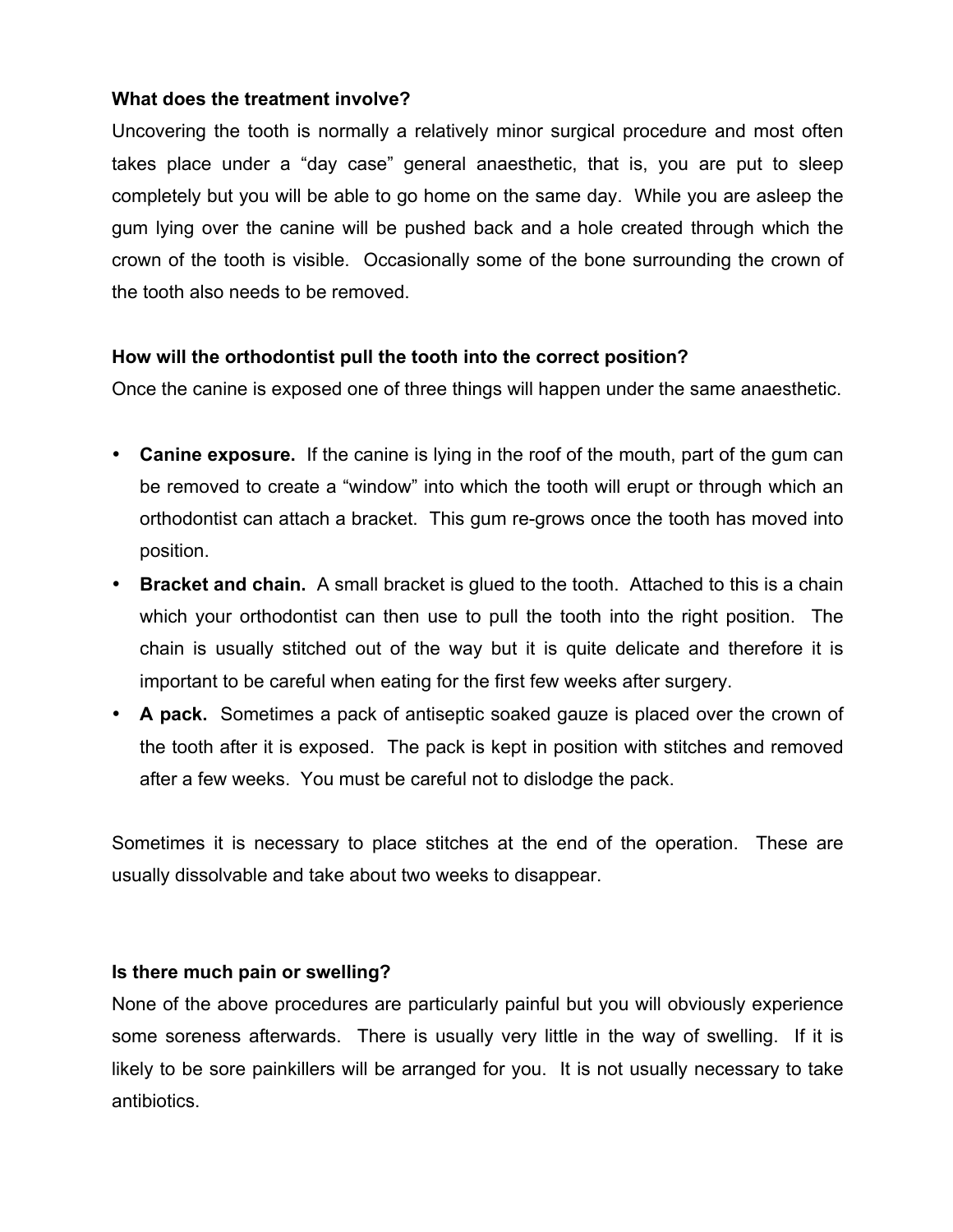**What does the treatment involve?**

Uncovering the tooth is normally a relatively minor surgical procedure and most often takes place under a "day case" general anaesthetic, that is, you are put to sleep completely but you will be able to go home on the same day. While you are asleep the gum lying over the canine will be pushed back and a hole created through which the crown of the tooth is visible. Occasionally some of the bone surrounding the crown of the tooth also needs to be removed.

**How will the orthodontist pull the tooth into the correct position?**

Once the canine is exposed one of three things will happen under the same anaesthetic.

- **Canine exposure.** If the canine is lying in the roof of the mouth, part of the gum can be removed to create a "window" into which the tooth will erupt or through which an orthodontist can attach a bracket. This gum re-grows once the tooth has moved into position.
- **Bracket and chain.** A small bracket is glued to the tooth. Attached to this is a chain which your orthodontist can then use to pull the tooth into the right position. The chain is usually stitched out of the way but it is quite delicate and therefore it is important to be careful when eating for the first few weeks after surgery.
- **A pack.** Sometimes a pack of antiseptic soaked gauze is placed over the crown of the tooth after it is exposed. The pack is kept in position with stitches and removed after a few weeks. You must be careful not to dislodge the pack.

Sometimes it is necessary to place stitches at the end of the operation. These are usually dissolvable and take about two weeks to disappear.

**Is there much pain or swelling?**

None of the above procedures are particularly painful but you will obviously experience some soreness afterwards. There is usually very little in the way of swelling. If it is likely to be sore painkillers will be arranged for you. It is not usually necessary to take antibiotics.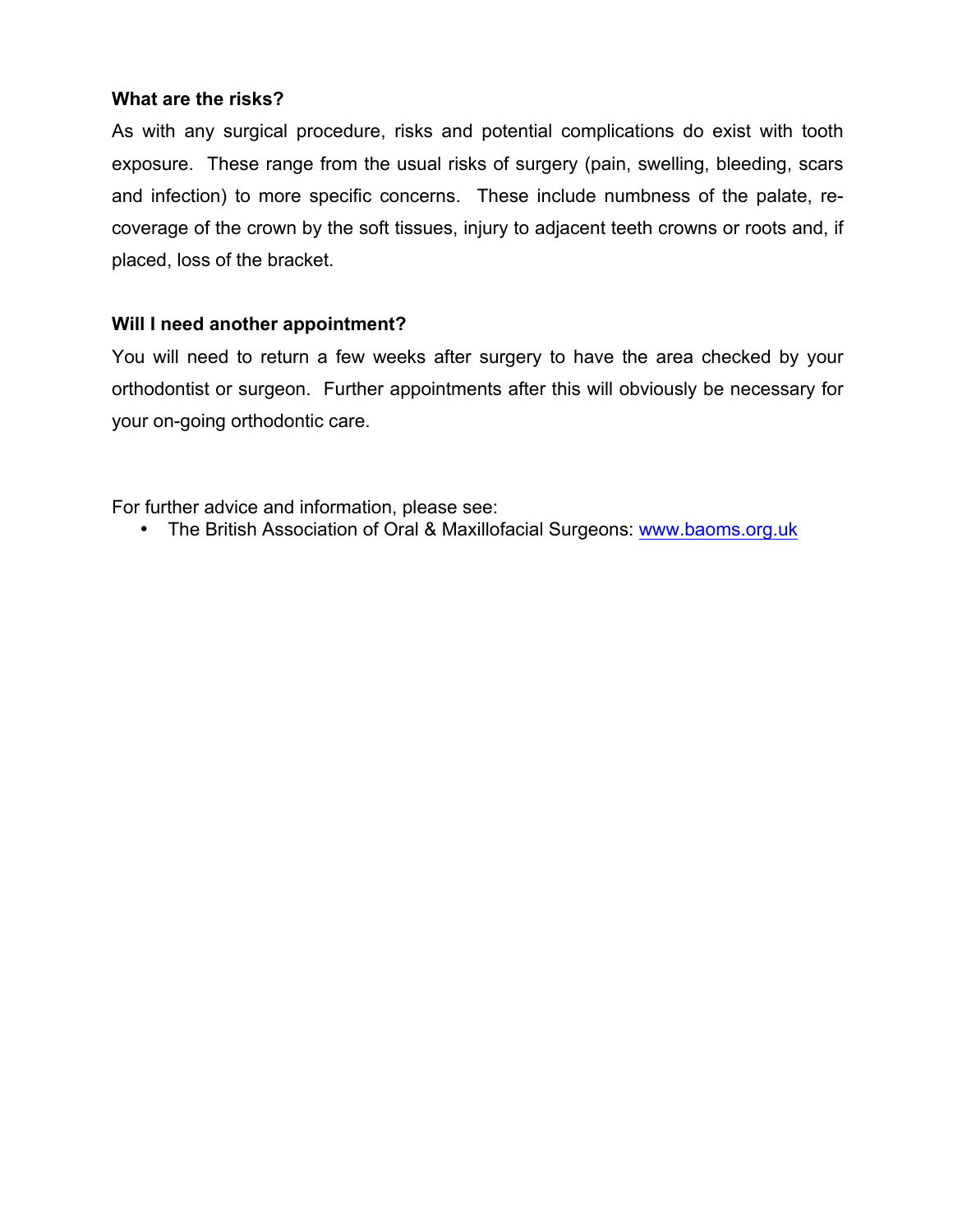**What are the risks?**

As with any surgical procedure, risks and potential complications do exist with tooth exposure. These range from the usual risks of surgery (pain, swelling, bleeding, scars and infection) to more specific concerns. These include numbness of the palate, re-coverage of the crown by the soft tissues, injury to adjacent teeth crowns or roots and, if placed, loss of the bracket.

**Will I need another appointment?**

You will need to return a few weeks after surgery to have the area checked by your orthodontist or surgeon. Further appointments after this will obviously be necessary for your on-going orthodontic care.

For further advice and information, please see:

- The British Association of Oral & Maxillofacial Surgeons: [www.baoms.org.uk](http://www.baoms.org.uk)